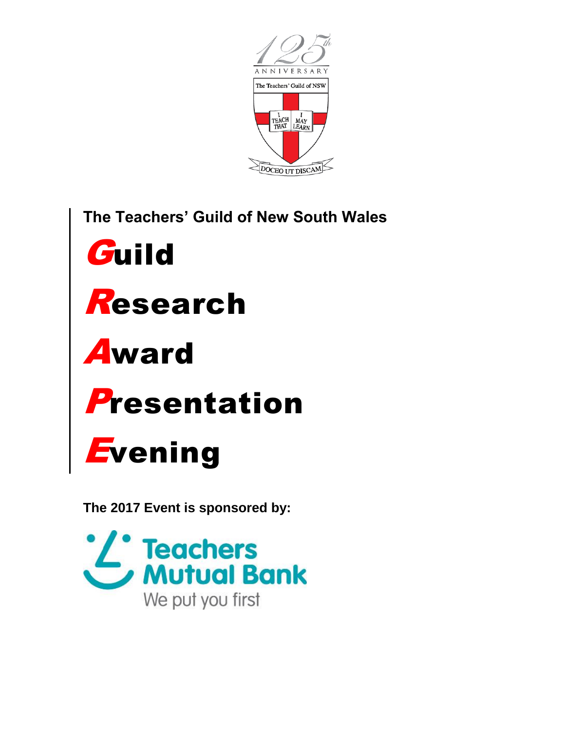125th ANNIVERSARY

The Teachers' Guild of NSW

I TEACH THAT I MAY LEARN

DOCEO UT DISCAM

**The Teachers' Guild of New South Wales**

# Guild

# Research

# Award

# Presentation

# Evening

**The 2017 Event is sponsored by:**

Teachers Mutual Bank

We put you first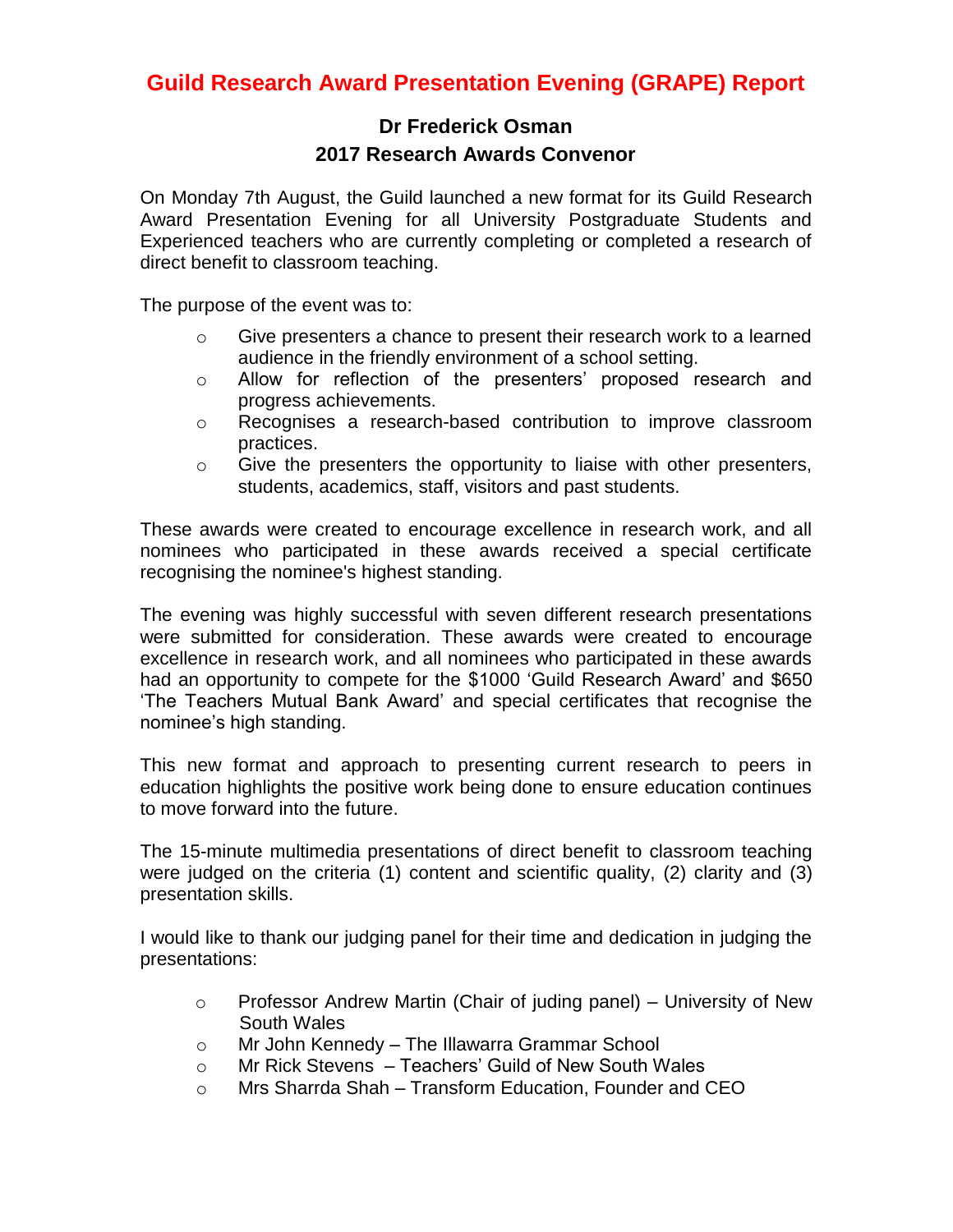# Guild Research Award Presentation Evening (GRAPE) Report

**Dr Frederick Osman**
**2017 Research Awards Convenor**

On Monday 7th August, the Guild launched a new format for its Guild Research Award Presentation Evening for all University Postgraduate Students and Experienced teachers who are currently completing or completed a research of direct benefit to classroom teaching.

The purpose of the event was to:

- Give presenters a chance to present their research work to a learned audience in the friendly environment of a school setting.
- Allow for reflection of the presenters' proposed research and progress achievements.
- Recognises a research-based contribution to improve classroom practices.
- Give the presenters the opportunity to liaise with other presenters, students, academics, staff, visitors and past students.

These awards were created to encourage excellence in research work, and all nominees who participated in these awards received a special certificate recognising the nominee's highest standing.

The evening was highly successful with seven different research presentations were submitted for consideration. These awards were created to encourage excellence in research work, and all nominees who participated in these awards had an opportunity to compete for the $1000 'Guild Research Award' and $650 'The Teachers Mutual Bank Award' and special certificates that recognise the nominee's high standing.

This new format and approach to presenting current research to peers in education highlights the positive work being done to ensure education continues to move forward into the future.

The 15-minute multimedia presentations of direct benefit to classroom teaching were judged on the criteria (1) content and scientific quality, (2) clarity and (3) presentation skills.

I would like to thank our judging panel for their time and dedication in judging the presentations:

- Professor Andrew Martin (Chair of juding panel) – University of New South Wales
- Mr John Kennedy – The Illawarra Grammar School
- Mr Rick Stevens – Teachers' Guild of New South Wales
- Mrs Sharrda Shah – Transform Education, Founder and CEO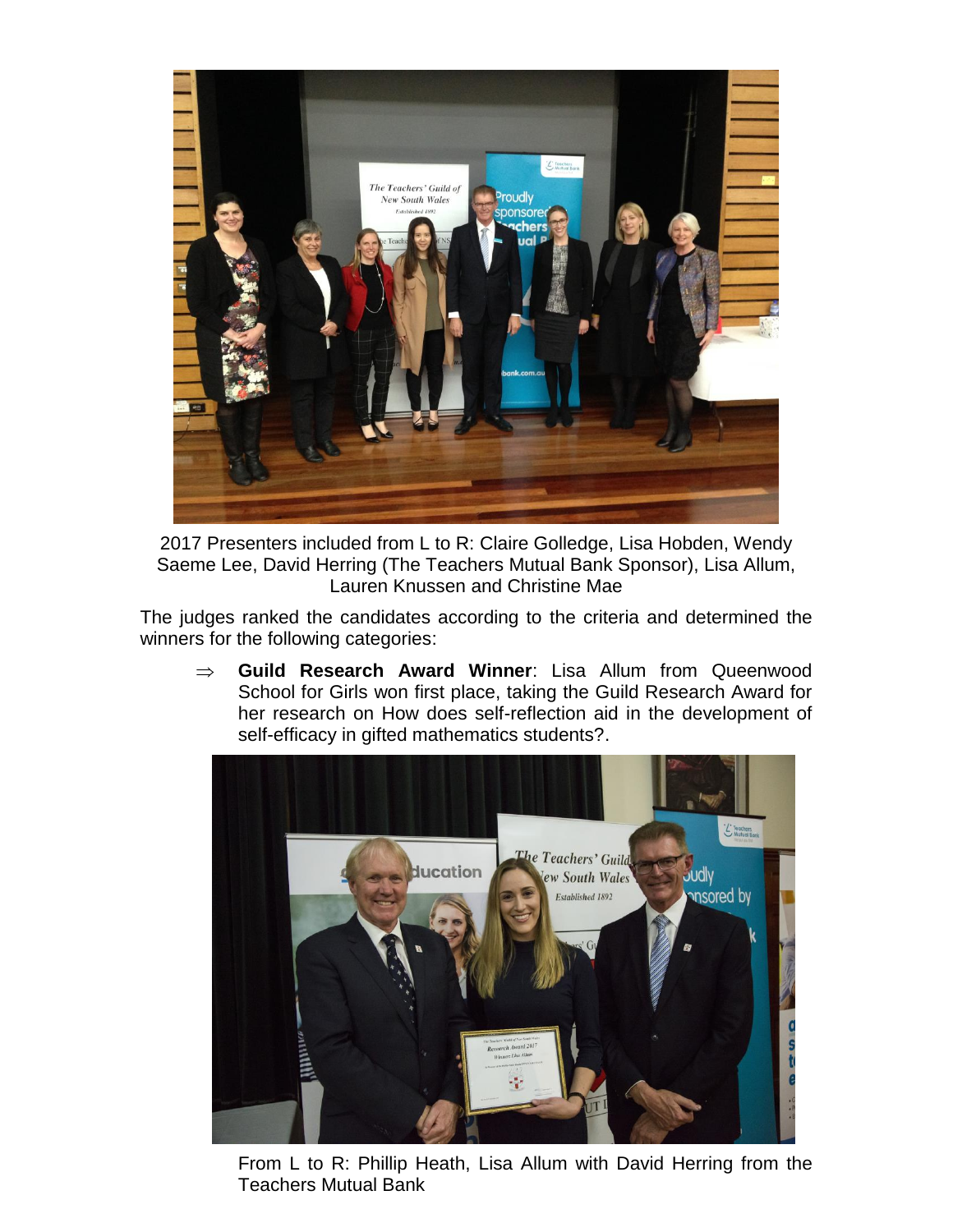2017 Presenters included from L to R: Claire Golledge, Lisa Hobden, Wendy Saeme Lee, David Herring (The Teachers Mutual Bank Sponsor), Lisa Allum, Lauren Knussen and Christine Mae

The judges ranked the candidates according to the criteria and determined the winners for the following categories:

⇒ **Guild Research Award Winner**: Lisa Allum from Queenwood School for Girls won first place, taking the Guild Research Award for her research on How does self-reflection aid in the development of self-efficacy in gifted mathematics students?.

From L to R: Phillip Heath, Lisa Allum with David Herring from the Teachers Mutual Bank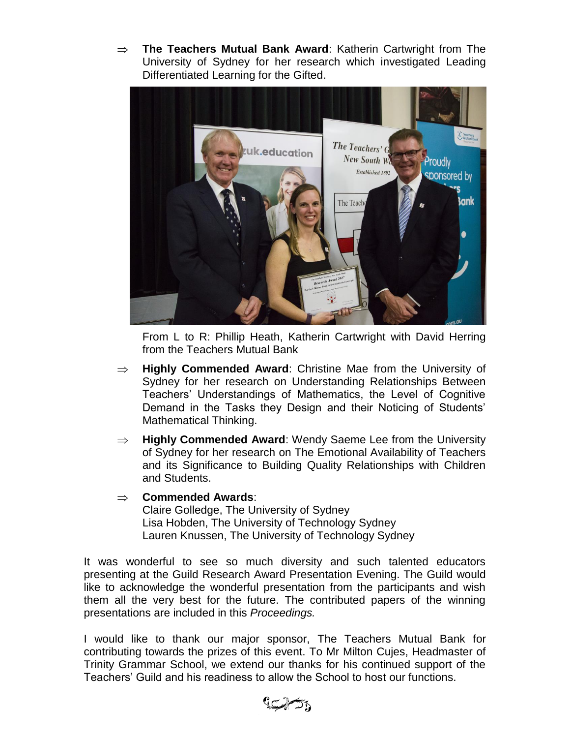⇒ **The Teachers Mutual Bank Award**: Katherin Cartwright from The University of Sydney for her research which investigated Leading Differentiated Learning for the Gifted.

From L to R: Phillip Heath, Katherin Cartwright with David Herring from the Teachers Mutual Bank

⇒ **Highly Commended Award**: Christine Mae from the University of Sydney for her research on Understanding Relationships Between Teachers' Understandings of Mathematics, the Level of Cognitive Demand in the Tasks they Design and their Noticing of Students' Mathematical Thinking.

⇒ **Highly Commended Award**: Wendy Saeme Lee from the University of Sydney for her research on The Emotional Availability of Teachers and its Significance to Building Quality Relationships with Children and Students.

⇒ **Commended Awards**:
Claire Golledge, The University of Sydney
Lisa Hobden, The University of Technology Sydney
Lauren Knussen, The University of Technology Sydney

It was wonderful to see so much diversity and such talented educators presenting at the Guild Research Award Presentation Evening. The Guild would like to acknowledge the wonderful presentation from the participants and wish them all the very best for the future. The contributed papers of the winning presentations are included in this *Proceedings.*

I would like to thank our major sponsor, The Teachers Mutual Bank for contributing towards the prizes of this event. To Mr Milton Cujes, Headmaster of Trinity Grammar School, we extend our thanks for his continued support of the Teachers' Guild and his readiness to allow the School to host our functions.